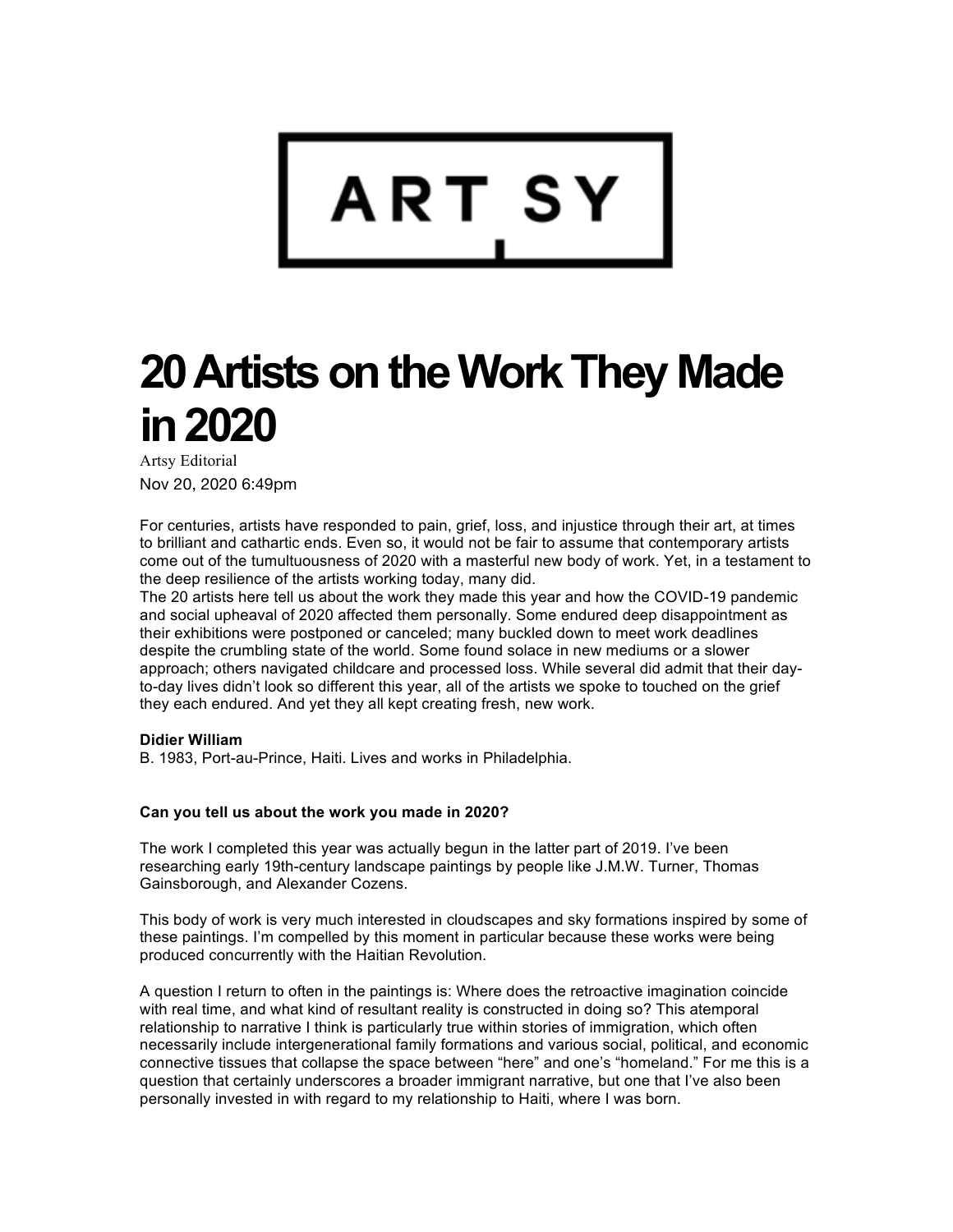# 20 Artists on the Work They Made in 2020

Artsy Editorial

Nov 20, 2020 6:49pm

For centuries, artists have responded to pain, grief, loss, and injustice through their art, at times to brilliant and cathartic ends. Even so, it would not be fair to assume that contemporary artists come out of the tumultuousness of 2020 with a masterful new body of work. Yet, in a testament to the deep resilience of the artists working today, many did.

The 20 artists here tell us about the work they made this year and how the COVID-19 pandemic and social upheaval of 2020 affected them personally. Some endured deep disappointment as their exhibitions were postponed or canceled; many buckled down to meet work deadlines despite the crumbling state of the world. Some found solace in new mediums or a slower approach; others navigated childcare and processed loss. While several did admit that their day-to-day lives didn't look so different this year, all of the artists we spoke to touched on the grief they each endured. And yet they all kept creating fresh, new work.

**Didier William**

B. 1983, Port-au-Prince, Haiti. Lives and works in Philadelphia.

**Can you tell us about the work you made in 2020?**

The work I completed this year was actually begun in the latter part of 2019. I've been researching early 19th-century landscape paintings by people like J.M.W. Turner, Thomas Gainsborough, and Alexander Cozens.

This body of work is very much interested in cloudscapes and sky formations inspired by some of these paintings. I'm compelled by this moment in particular because these works were being produced concurrently with the Haitian Revolution.

A question I return to often in the paintings is: Where does the retroactive imagination coincide with real time, and what kind of resultant reality is constructed in doing so? This atemporal relationship to narrative I think is particularly true within stories of immigration, which often necessarily include intergenerational family formations and various social, political, and economic connective tissues that collapse the space between "here" and one's "homeland." For me this is a question that certainly underscores a broader immigrant narrative, but one that I've also been personally invested in with regard to my relationship to Haiti, where I was born.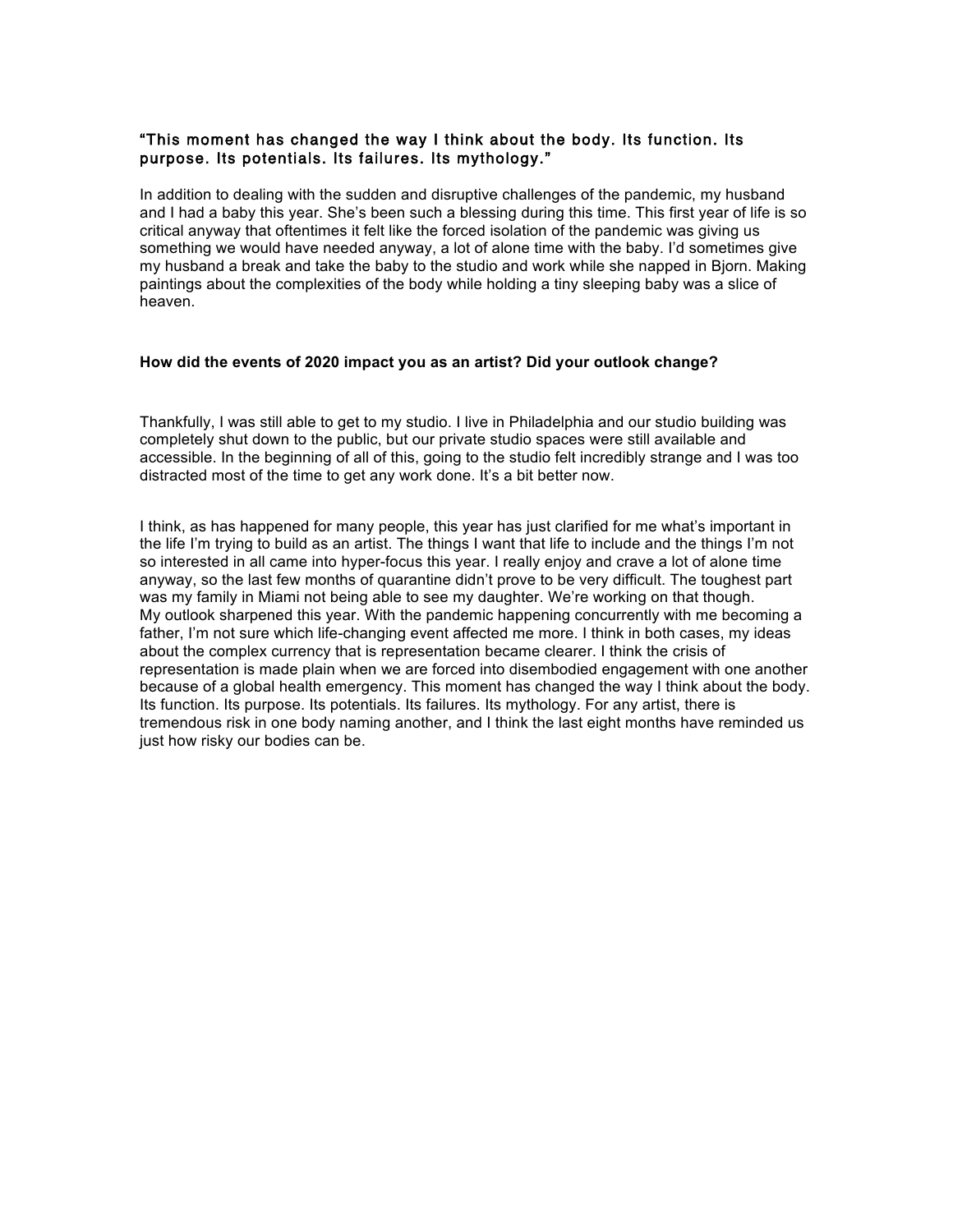"This moment has changed the way I think about the body. Its function. Its purpose. Its potentials. Its failures. Its mythology."

In addition to dealing with the sudden and disruptive challenges of the pandemic, my husband and I had a baby this year. She's been such a blessing during this time. This first year of life is so critical anyway that oftentimes it felt like the forced isolation of the pandemic was giving us something we would have needed anyway, a lot of alone time with the baby. I'd sometimes give my husband a break and take the baby to the studio and work while she napped in Bjorn. Making paintings about the complexities of the body while holding a tiny sleeping baby was a slice of heaven.

**How did the events of 2020 impact you as an artist? Did your outlook change?**

Thankfully, I was still able to get to my studio. I live in Philadelphia and our studio building was completely shut down to the public, but our private studio spaces were still available and accessible. In the beginning of all of this, going to the studio felt incredibly strange and I was too distracted most of the time to get any work done. It's a bit better now.

I think, as has happened for many people, this year has just clarified for me what's important in the life I'm trying to build as an artist. The things I want that life to include and the things I'm not so interested in all came into hyper-focus this year. I really enjoy and crave a lot of alone time anyway, so the last few months of quarantine didn't prove to be very difficult. The toughest part was my family in Miami not being able to see my daughter. We're working on that though.
My outlook sharpened this year. With the pandemic happening concurrently with me becoming a father, I'm not sure which life-changing event affected me more. I think in both cases, my ideas about the complex currency that is representation became clearer. I think the crisis of representation is made plain when we are forced into disembodied engagement with one another because of a global health emergency. This moment has changed the way I think about the body. Its function. Its purpose. Its potentials. Its failures. Its mythology. For any artist, there is tremendous risk in one body naming another, and I think the last eight months have reminded us just how risky our bodies can be.